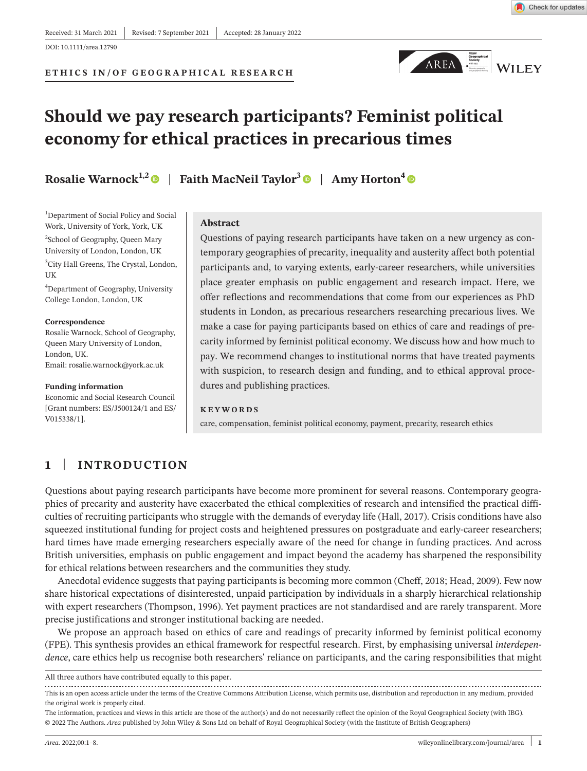Received: 31 March 2021 | Revised: 7 September 2021 | Accepted: 28 January 2022

DOI: 10.1111/area.12790

ETHICS IN/OF GEOGRAPHICAL RESEARCH

# Should we pay research participants? Feminist political economy for ethical practices in precarious times

**Rosalie Warnock**[1,2] | **Faith MacNeil Taylor**[3] | **Amy Horton**[4]

[1]Department of Social Policy and Social Work, University of York, York, UK

[2]School of Geography, Queen Mary University of London, London, UK

[3]City Hall Greens, The Crystal, London, UK

[4]Department of Geography, University College London, London, UK

**Correspondence**

Rosalie Warnock, School of Geography, Queen Mary University of London, London, UK.
Email: rosalie.warnock@york.ac.uk

**Funding information**

Economic and Social Research Council [Grant numbers: ES/J500124/1 and ES/V015338/1].

## Abstract

Questions of paying research participants have taken on a new urgency as contemporary geographies of precarity, inequality and austerity affect both potential participants and, to varying extents, early-career researchers, while universities place greater emphasis on public engagement and research impact. Here, we offer reflections and recommendations that come from our experiences as PhD students in London, as precarious researchers researching precarious lives. We make a case for paying participants based on ethics of care and readings of precarity informed by feminist political economy. We discuss how and how much to pay. We recommend changes to institutional norms that have treated payments with suspicion, to research design and funding, and to ethical approval procedures and publishing practices.

**KEYWORDS**

care, compensation, feminist political economy, payment, precarity, research ethics

## 1 | INTRODUCTION

Questions about paying research participants have become more prominent for several reasons. Contemporary geographies of precarity and austerity have exacerbated the ethical complexities of research and intensified the practical difficulties of recruiting participants who struggle with the demands of everyday life (Hall, 2017). Crisis conditions have also squeezed institutional funding for project costs and heightened pressures on postgraduate and early-career researchers; hard times have made emerging researchers especially aware of the need for change in funding practices. And across British universities, emphasis on public engagement and impact beyond the academy has sharpened the responsibility for ethical relations between researchers and the communities they study.

Anecdotal evidence suggests that paying participants is becoming more common (Cheff, 2018; Head, 2009). Few now share historical expectations of disinterested, unpaid participation by individuals in a sharply hierarchical relationship with expert researchers (Thompson, 1996). Yet payment practices are not standardised and are rarely transparent. More precise justifications and stronger institutional backing are needed.

We propose an approach based on ethics of care and readings of precarity informed by feminist political economy (FPE). This synthesis provides an ethical framework for respectful research. First, by emphasising universal *interdependence*, care ethics help us recognise both researchers' reliance on participants, and the caring responsibilities that might

All three authors have contributed equally to this paper.

This is an open access article under the terms of the Creative Commons Attribution License, which permits use, distribution and reproduction in any medium, provided the original work is properly cited.

The information, practices and views in this article are those of the author(s) and do not necessarily reflect the opinion of the Royal Geographical Society (with IBG).

© 2022 The Authors. *Area* published by John Wiley & Sons Ltd on behalf of Royal Geographical Society (with the Institute of British Geographers)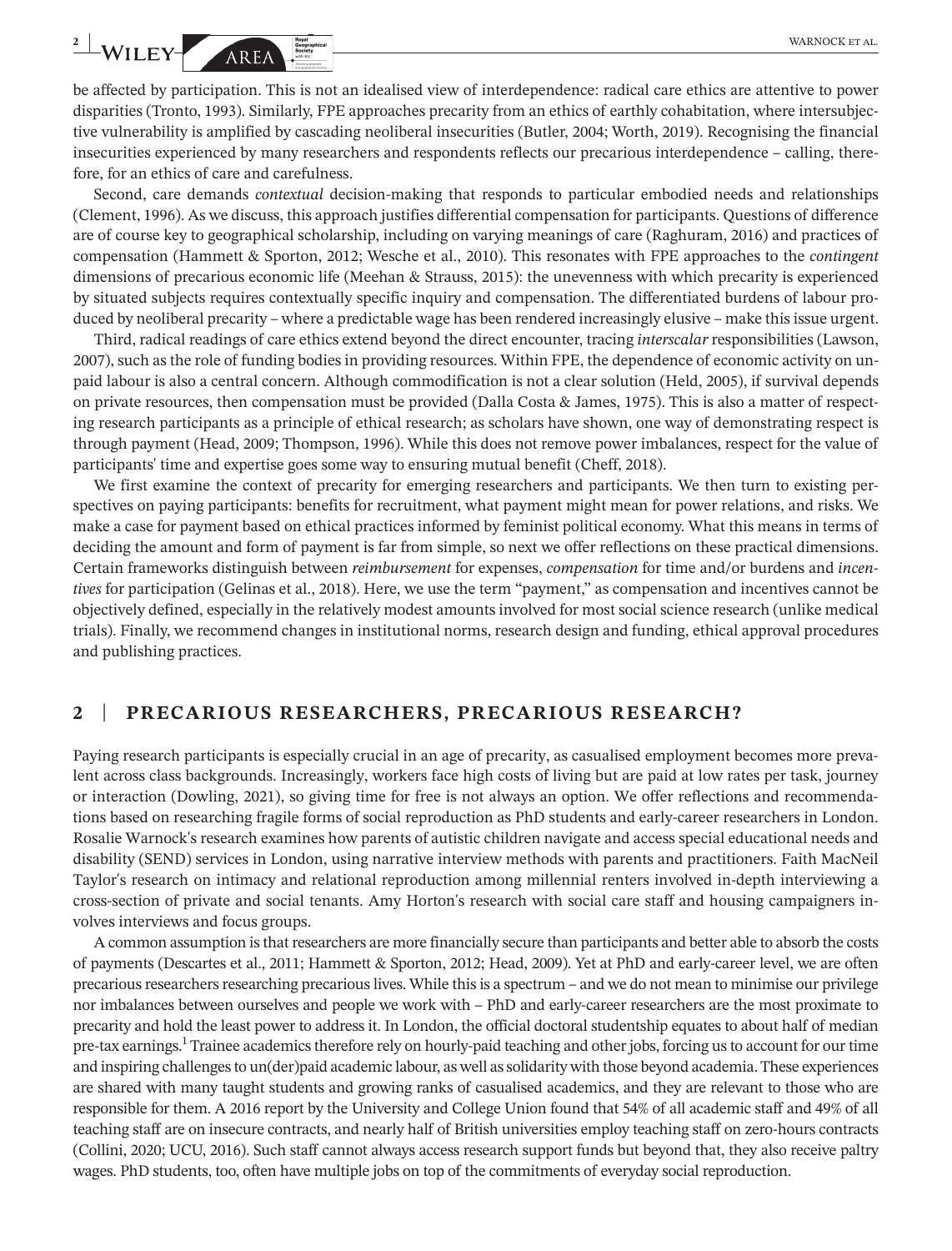be affected by participation. This is not an idealised view of interdependence: radical care ethics are attentive to power disparities (Tronto, 1993). Similarly, FPE approaches precarity from an ethics of earthly cohabitation, where intersubjective vulnerability is amplified by cascading neoliberal insecurities (Butler, 2004; Worth, 2019). Recognising the financial insecurities experienced by many researchers and respondents reflects our precarious interdependence – calling, therefore, for an ethics of care and carefulness.

Second, care demands *contextual* decision-making that responds to particular embodied needs and relationships (Clement, 1996). As we discuss, this approach justifies differential compensation for participants. Questions of difference are of course key to geographical scholarship, including on varying meanings of care (Raghuram, 2016) and practices of compensation (Hammett & Sporton, 2012; Wesche et al., 2010). This resonates with FPE approaches to the *contingent* dimensions of precarious economic life (Meehan & Strauss, 2015): the unevenness with which precarity is experienced by situated subjects requires contextually specific inquiry and compensation. The differentiated burdens of labour produced by neoliberal precarity – where a predictable wage has been rendered increasingly elusive – make this issue urgent.

Third, radical readings of care ethics extend beyond the direct encounter, tracing *interscalar* responsibilities (Lawson, 2007), such as the role of funding bodies in providing resources. Within FPE, the dependence of economic activity on unpaid labour is also a central concern. Although commodification is not a clear solution (Held, 2005), if survival depends on private resources, then compensation must be provided (Dalla Costa & James, 1975). This is also a matter of respecting research participants as a principle of ethical research; as scholars have shown, one way of demonstrating respect is through payment (Head, 2009; Thompson, 1996). While this does not remove power imbalances, respect for the value of participants' time and expertise goes some way to ensuring mutual benefit (Cheff, 2018).

We first examine the context of precarity for emerging researchers and participants. We then turn to existing perspectives on paying participants: benefits for recruitment, what payment might mean for power relations, and risks. We make a case for payment based on ethical practices informed by feminist political economy. What this means in terms of deciding the amount and form of payment is far from simple, so next we offer reflections on these practical dimensions. Certain frameworks distinguish between *reimbursement* for expenses, *compensation* for time and/or burdens and *incentives* for participation (Gelinas et al., 2018). Here, we use the term "payment," as compensation and incentives cannot be objectively defined, especially in the relatively modest amounts involved for most social science research (unlike medical trials). Finally, we recommend changes in institutional norms, research design and funding, ethical approval procedures and publishing practices.

## 2 | PRECARIOUS RESEARCHERS, PRECARIOUS RESEARCH?

Paying research participants is especially crucial in an age of precarity, as casualised employment becomes more prevalent across class backgrounds. Increasingly, workers face high costs of living but are paid at low rates per task, journey or interaction (Dowling, 2021), so giving time for free is not always an option. We offer reflections and recommendations based on researching fragile forms of social reproduction as PhD students and early-career researchers in London. Rosalie Warnock's research examines how parents of autistic children navigate and access special educational needs and disability (SEND) services in London, using narrative interview methods with parents and practitioners. Faith MacNeil Taylor's research on intimacy and relational reproduction among millennial renters involved in-depth interviewing a cross-section of private and social tenants. Amy Horton's research with social care staff and housing campaigners involves interviews and focus groups.

A common assumption is that researchers are more financially secure than participants and better able to absorb the costs of payments (Descartes et al., 2011; Hammett & Sporton, 2012; Head, 2009). Yet at PhD and early-career level, we are often precarious researchers researching precarious lives. While this is a spectrum – and we do not mean to minimise our privilege nor imbalances between ourselves and people we work with – PhD and early-career researchers are the most proximate to precarity and hold the least power to address it. In London, the official doctoral studentship equates to about half of median pre-tax earnings.[1] Trainee academics therefore rely on hourly-paid teaching and other jobs, forcing us to account for our time and inspiring challenges to un(der)paid academic labour, as well as solidarity with those beyond academia. These experiences are shared with many taught students and growing ranks of casualised academics, and they are relevant to those who are responsible for them. A 2016 report by the University and College Union found that 54% of all academic staff and 49% of all teaching staff are on insecure contracts, and nearly half of British universities employ teaching staff on zero-hours contracts (Collini, 2020; UCU, 2016). Such staff cannot always access research support funds but beyond that, they also receive paltry wages. PhD students, too, often have multiple jobs on top of the commitments of everyday social reproduction.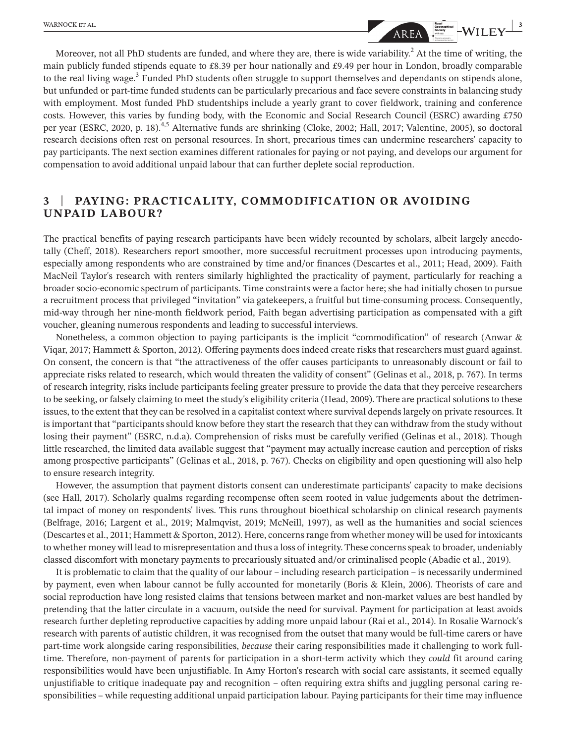Moreover, not all PhD students are funded, and where they are, there is wide variability.[2] At the time of writing, the main publicly funded stipends equate to £8.39 per hour nationally and £9.49 per hour in London, broadly comparable to the real living wage.[3] Funded PhD students often struggle to support themselves and dependants on stipends alone, but unfunded or part-time funded students can be particularly precarious and face severe constraints in balancing study with employment. Most funded PhD studentships include a yearly grant to cover fieldwork, training and conference costs. However, this varies by funding body, with the Economic and Social Research Council (ESRC) awarding £750 per year (ESRC, 2020, p. 18).[4,5] Alternative funds are shrinking (Cloke, 2002; Hall, 2017; Valentine, 2005), so doctoral research decisions often rest on personal resources. In short, precarious times can undermine researchers' capacity to pay participants. The next section examines different rationales for paying or not paying, and develops our argument for compensation to avoid additional unpaid labour that can further deplete social reproduction.

## 3 | PAYING: PRACTICALITY, COMMODIFICATION OR AVOIDING UNPAID LABOUR?

The practical benefits of paying research participants have been widely recounted by scholars, albeit largely anecdotally (Cheff, 2018). Researchers report smoother, more successful recruitment processes upon introducing payments, especially among respondents who are constrained by time and/or finances (Descartes et al., 2011; Head, 2009). Faith MacNeil Taylor's research with renters similarly highlighted the practicality of payment, particularly for reaching a broader socio-economic spectrum of participants. Time constraints were a factor here; she had initially chosen to pursue a recruitment process that privileged "invitation" via gatekeepers, a fruitful but time-consuming process. Consequently, mid-way through her nine-month fieldwork period, Faith began advertising participation as compensated with a gift voucher, gleaning numerous respondents and leading to successful interviews.

Nonetheless, a common objection to paying participants is the implicit "commodification" of research (Anwar & Viqar, 2017; Hammett & Sporton, 2012). Offering payments does indeed create risks that researchers must guard against. On consent, the concern is that "the attractiveness of the offer causes participants to unreasonably discount or fail to appreciate risks related to research, which would threaten the validity of consent" (Gelinas et al., 2018, p. 767). In terms of research integrity, risks include participants feeling greater pressure to provide the data that they perceive researchers to be seeking, or falsely claiming to meet the study's eligibility criteria (Head, 2009). There are practical solutions to these issues, to the extent that they can be resolved in a capitalist context where survival depends largely on private resources. It is important that "participants should know before they start the research that they can withdraw from the study without losing their payment" (ESRC, n.d.a). Comprehension of risks must be carefully verified (Gelinas et al., 2018). Though little researched, the limited data available suggest that "payment may actually increase caution and perception of risks among prospective participants" (Gelinas et al., 2018, p. 767). Checks on eligibility and open questioning will also help to ensure research integrity.

However, the assumption that payment distorts consent can underestimate participants' capacity to make decisions (see Hall, 2017). Scholarly qualms regarding recompense often seem rooted in value judgements about the detrimental impact of money on respondents' lives. This runs throughout bioethical scholarship on clinical research payments (Belfrage, 2016; Largent et al., 2019; Malmqvist, 2019; McNeill, 1997), as well as the humanities and social sciences (Descartes et al., 2011; Hammett & Sporton, 2012). Here, concerns range from whether money will be used for intoxicants to whether money will lead to misrepresentation and thus a loss of integrity. These concerns speak to broader, undeniably classed discomfort with monetary payments to precariously situated and/or criminalised people (Abadie et al., 2019).

It is problematic to claim that the quality of our labour – including research participation – is necessarily undermined by payment, even when labour cannot be fully accounted for monetarily (Boris & Klein, 2006). Theorists of care and social reproduction have long resisted claims that tensions between market and non-market values are best handled by pretending that the latter circulate in a vacuum, outside the need for survival. Payment for participation at least avoids research further depleting reproductive capacities by adding more unpaid labour (Rai et al., 2014). In Rosalie Warnock's research with parents of autistic children, it was recognised from the outset that many would be full-time carers or have part-time work alongside caring responsibilities, *because* their caring responsibilities made it challenging to work full-time. Therefore, non-payment of parents for participation in a short-term activity which they *could* fit around caring responsibilities would have been unjustifiable. In Amy Horton's research with social care assistants, it seemed equally unjustifiable to critique inadequate pay and recognition – often requiring extra shifts and juggling personal caring responsibilities – while requesting additional unpaid participation labour. Paying participants for their time may influence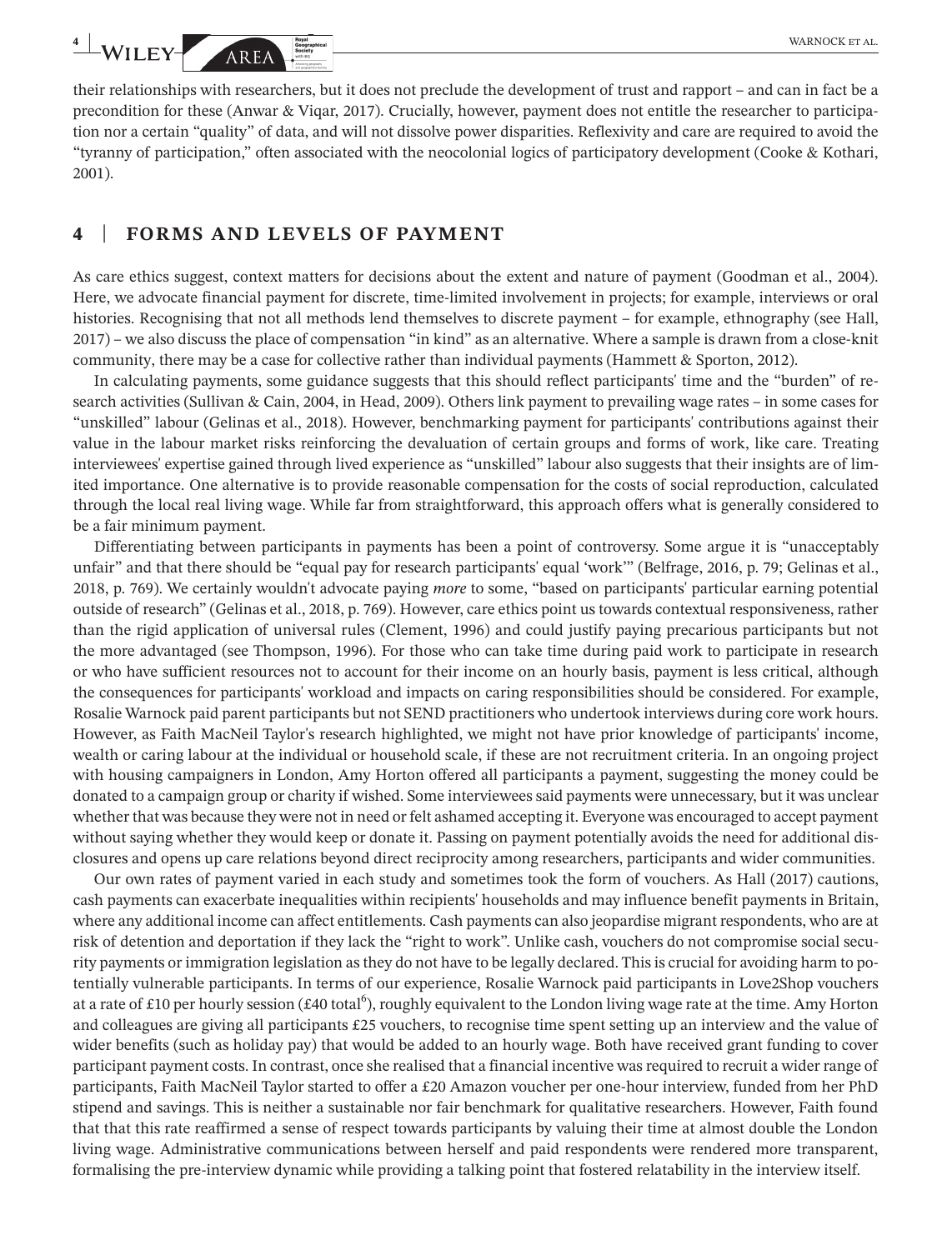their relationships with researchers, but it does not preclude the development of trust and rapport – and can in fact be a precondition for these (Anwar & Viqar, 2017). Crucially, however, payment does not entitle the researcher to participation nor a certain "quality" of data, and will not dissolve power disparities. Reflexivity and care are required to avoid the "tyranny of participation," often associated with the neocolonial logics of participatory development (Cooke & Kothari, 2001).

## 4 | FORMS AND LEVELS OF PAYMENT

As care ethics suggest, context matters for decisions about the extent and nature of payment (Goodman et al., 2004). Here, we advocate financial payment for discrete, time-limited involvement in projects; for example, interviews or oral histories. Recognising that not all methods lend themselves to discrete payment – for example, ethnography (see Hall, 2017) – we also discuss the place of compensation "in kind" as an alternative. Where a sample is drawn from a close-knit community, there may be a case for collective rather than individual payments (Hammett & Sporton, 2012).

In calculating payments, some guidance suggests that this should reflect participants' time and the "burden" of research activities (Sullivan & Cain, 2004, in Head, 2009). Others link payment to prevailing wage rates – in some cases for "unskilled" labour (Gelinas et al., 2018). However, benchmarking payment for participants' contributions against their value in the labour market risks reinforcing the devaluation of certain groups and forms of work, like care. Treating interviewees' expertise gained through lived experience as "unskilled" labour also suggests that their insights are of limited importance. One alternative is to provide reasonable compensation for the costs of social reproduction, calculated through the local real living wage. While far from straightforward, this approach offers what is generally considered to be a fair minimum payment.

Differentiating between participants in payments has been a point of controversy. Some argue it is "unacceptably unfair" and that there should be "equal pay for research participants' equal 'work'" (Belfrage, 2016, p. 79; Gelinas et al., 2018, p. 769). We certainly wouldn't advocate paying *more* to some, "based on participants' particular earning potential outside of research" (Gelinas et al., 2018, p. 769). However, care ethics point us towards contextual responsiveness, rather than the rigid application of universal rules (Clement, 1996) and could justify paying precarious participants but not the more advantaged (see Thompson, 1996). For those who can take time during paid work to participate in research or who have sufficient resources not to account for their income on an hourly basis, payment is less critical, although the consequences for participants' workload and impacts on caring responsibilities should be considered. For example, Rosalie Warnock paid parent participants but not SEND practitioners who undertook interviews during core work hours. However, as Faith MacNeil Taylor's research highlighted, we might not have prior knowledge of participants' income, wealth or caring labour at the individual or household scale, if these are not recruitment criteria. In an ongoing project with housing campaigners in London, Amy Horton offered all participants a payment, suggesting the money could be donated to a campaign group or charity if wished. Some interviewees said payments were unnecessary, but it was unclear whether that was because they were not in need or felt ashamed accepting it. Everyone was encouraged to accept payment without saying whether they would keep or donate it. Passing on payment potentially avoids the need for additional disclosures and opens up care relations beyond direct reciprocity among researchers, participants and wider communities.

Our own rates of payment varied in each study and sometimes took the form of vouchers. As Hall (2017) cautions, cash payments can exacerbate inequalities within recipients' households and may influence benefit payments in Britain, where any additional income can affect entitlements. Cash payments can also jeopardise migrant respondents, who are at risk of detention and deportation if they lack the "right to work". Unlike cash, vouchers do not compromise social security payments or immigration legislation as they do not have to be legally declared. This is crucial for avoiding harm to potentially vulnerable participants. In terms of our experience, Rosalie Warnock paid participants in Love2Shop vouchers at a rate of £10 per hourly session (£40 total[6]), roughly equivalent to the London living wage rate at the time. Amy Horton and colleagues are giving all participants £25 vouchers, to recognise time spent setting up an interview and the value of wider benefits (such as holiday pay) that would be added to an hourly wage. Both have received grant funding to cover participant payment costs. In contrast, once she realised that a financial incentive was required to recruit a wider range of participants, Faith MacNeil Taylor started to offer a £20 Amazon voucher per one-hour interview, funded from her PhD stipend and savings. This is neither a sustainable nor fair benchmark for qualitative researchers. However, Faith found that that this rate reaffirmed a sense of respect towards participants by valuing their time at almost double the London living wage. Administrative communications between herself and paid respondents were rendered more transparent, formalising the pre-interview dynamic while providing a talking point that fostered relatability in the interview itself.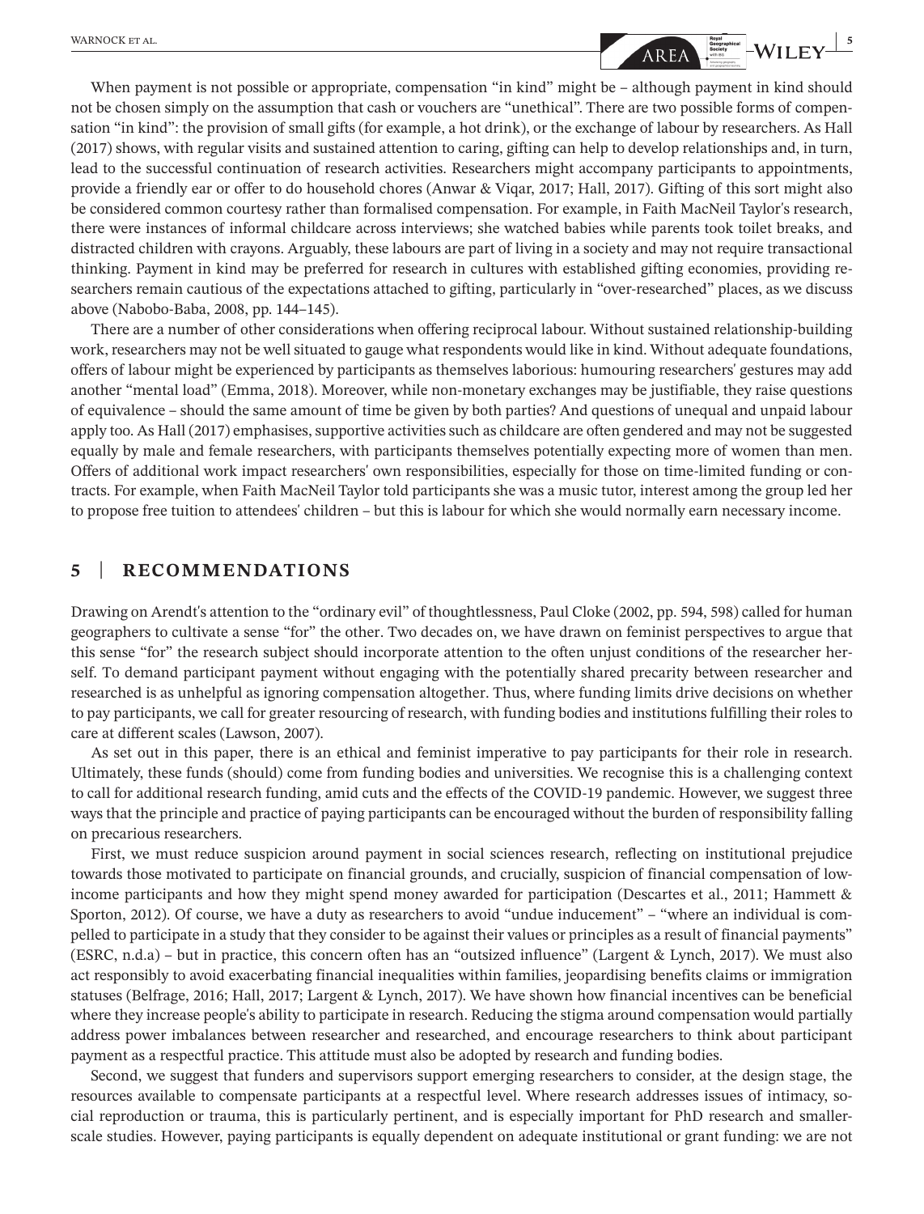When payment is not possible or appropriate, compensation "in kind" might be – although payment in kind should not be chosen simply on the assumption that cash or vouchers are "unethical". There are two possible forms of compensation "in kind": the provision of small gifts (for example, a hot drink), or the exchange of labour by researchers. As Hall (2017) shows, with regular visits and sustained attention to caring, gifting can help to develop relationships and, in turn, lead to the successful continuation of research activities. Researchers might accompany participants to appointments, provide a friendly ear or offer to do household chores (Anwar & Viqar, 2017; Hall, 2017). Gifting of this sort might also be considered common courtesy rather than formalised compensation. For example, in Faith MacNeil Taylor's research, there were instances of informal childcare across interviews; she watched babies while parents took toilet breaks, and distracted children with crayons. Arguably, these labours are part of living in a society and may not require transactional thinking. Payment in kind may be preferred for research in cultures with established gifting economies, providing researchers remain cautious of the expectations attached to gifting, particularly in "over-researched" places, as we discuss above (Nabobo-Baba, 2008, pp. 144–145).

There are a number of other considerations when offering reciprocal labour. Without sustained relationship-building work, researchers may not be well situated to gauge what respondents would like in kind. Without adequate foundations, offers of labour might be experienced by participants as themselves laborious: humouring researchers' gestures may add another "mental load" (Emma, 2018). Moreover, while non-monetary exchanges may be justifiable, they raise questions of equivalence – should the same amount of time be given by both parties? And questions of unequal and unpaid labour apply too. As Hall (2017) emphasises, supportive activities such as childcare are often gendered and may not be suggested equally by male and female researchers, with participants themselves potentially expecting more of women than men. Offers of additional work impact researchers' own responsibilities, especially for those on time-limited funding or contracts. For example, when Faith MacNeil Taylor told participants she was a music tutor, interest among the group led her to propose free tuition to attendees' children – but this is labour for which she would normally earn necessary income.

## 5 | RECOMMENDATIONS

Drawing on Arendt's attention to the "ordinary evil" of thoughtlessness, Paul Cloke (2002, pp. 594, 598) called for human geographers to cultivate a sense "for" the other. Two decades on, we have drawn on feminist perspectives to argue that this sense "for" the research subject should incorporate attention to the often unjust conditions of the researcher herself. To demand participant payment without engaging with the potentially shared precarity between researcher and researched is as unhelpful as ignoring compensation altogether. Thus, where funding limits drive decisions on whether to pay participants, we call for greater resourcing of research, with funding bodies and institutions fulfilling their roles to care at different scales (Lawson, 2007).

As set out in this paper, there is an ethical and feminist imperative to pay participants for their role in research. Ultimately, these funds (should) come from funding bodies and universities. We recognise this is a challenging context to call for additional research funding, amid cuts and the effects of the COVID-19 pandemic. However, we suggest three ways that the principle and practice of paying participants can be encouraged without the burden of responsibility falling on precarious researchers.

First, we must reduce suspicion around payment in social sciences research, reflecting on institutional prejudice towards those motivated to participate on financial grounds, and crucially, suspicion of financial compensation of low-income participants and how they might spend money awarded for participation (Descartes et al., 2011; Hammett & Sporton, 2012). Of course, we have a duty as researchers to avoid "undue inducement" – "where an individual is compelled to participate in a study that they consider to be against their values or principles as a result of financial payments" (ESRC, n.d.a) – but in practice, this concern often has an "outsized influence" (Largent & Lynch, 2017). We must also act responsibly to avoid exacerbating financial inequalities within families, jeopardising benefits claims or immigration statuses (Belfrage, 2016; Hall, 2017; Largent & Lynch, 2017). We have shown how financial incentives can be beneficial where they increase people's ability to participate in research. Reducing the stigma around compensation would partially address power imbalances between researcher and researched, and encourage researchers to think about participant payment as a respectful practice. This attitude must also be adopted by research and funding bodies.

Second, we suggest that funders and supervisors support emerging researchers to consider, at the design stage, the resources available to compensate participants at a respectful level. Where research addresses issues of intimacy, social reproduction or trauma, this is particularly pertinent, and is especially important for PhD research and smaller-scale studies. However, paying participants is equally dependent on adequate institutional or grant funding: we are not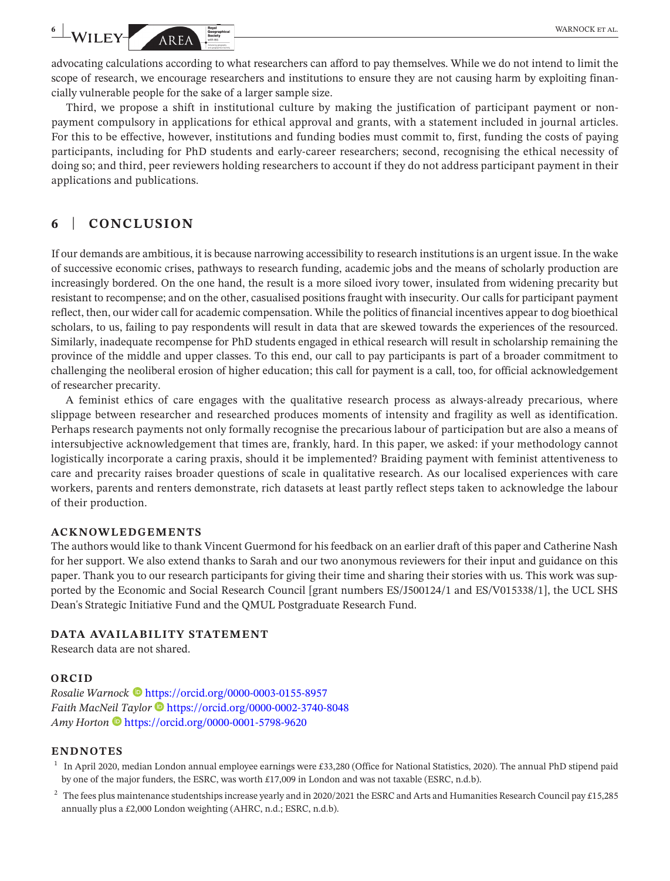advocating calculations according to what researchers can afford to pay themselves. While we do not intend to limit the scope of research, we encourage researchers and institutions to ensure they are not causing harm by exploiting financially vulnerable people for the sake of a larger sample size.

Third, we propose a shift in institutional culture by making the justification of participant payment or non-payment compulsory in applications for ethical approval and grants, with a statement included in journal articles. For this to be effective, however, institutions and funding bodies must commit to, first, funding the costs of paying participants, including for PhD students and early-career researchers; second, recognising the ethical necessity of doing so; and third, peer reviewers holding researchers to account if they do not address participant payment in their applications and publications.

## 6 | CONCLUSION

If our demands are ambitious, it is because narrowing accessibility to research institutions is an urgent issue. In the wake of successive economic crises, pathways to research funding, academic jobs and the means of scholarly production are increasingly bordered. On the one hand, the result is a more siloed ivory tower, insulated from widening precarity but resistant to recompense; and on the other, casualised positions fraught with insecurity. Our calls for participant payment reflect, then, our wider call for academic compensation. While the politics of financial incentives appear to dog bioethical scholars, to us, failing to pay respondents will result in data that are skewed towards the experiences of the resourced. Similarly, inadequate recompense for PhD students engaged in ethical research will result in scholarship remaining the province of the middle and upper classes. To this end, our call to pay participants is part of a broader commitment to challenging the neoliberal erosion of higher education; this call for payment is a call, too, for official acknowledgement of researcher precarity.

A feminist ethics of care engages with the qualitative research process as always-already precarious, where slippage between researcher and researched produces moments of intensity and fragility as well as identification. Perhaps research payments not only formally recognise the precarious labour of participation but are also a means of intersubjective acknowledgement that times are, frankly, hard. In this paper, we asked: if your methodology cannot logistically incorporate a caring praxis, should it be implemented? Braiding payment with feminist attentiveness to care and precarity raises broader questions of scale in qualitative research. As our localised experiences with care workers, parents and renters demonstrate, rich datasets at least partly reflect steps taken to acknowledge the labour of their production.

### ACKNOWLEDGEMENTS

The authors would like to thank Vincent Guermond for his feedback on an earlier draft of this paper and Catherine Nash for her support. We also extend thanks to Sarah and our two anonymous reviewers for their input and guidance on this paper. Thank you to our research participants for giving their time and sharing their stories with us. This work was supported by the Economic and Social Research Council [grant numbers ES/J500124/1 and ES/V015338/1], the UCL SHS Dean's Strategic Initiative Fund and the QMUL Postgraduate Research Fund.

### DATA AVAILABILITY STATEMENT

Research data are not shared.

### ORCID

*Rosalie Warnock* https://orcid.org/0000-0003-0155-8957
*Faith MacNeil Taylor* https://orcid.org/0000-0002-3740-8048
*Amy Horton* https://orcid.org/0000-0001-5798-9620

### ENDNOTES

[1] In April 2020, median London annual employee earnings were £33,280 (Office for National Statistics, 2020). The annual PhD stipend paid by one of the major funders, the ESRC, was worth £17,009 in London and was not taxable (ESRC, n.d.b).

[2] The fees plus maintenance studentships increase yearly and in 2020/2021 the ESRC and Arts and Humanities Research Council pay £15,285 annually plus a £2,000 London weighting (AHRC, n.d.; ESRC, n.d.b).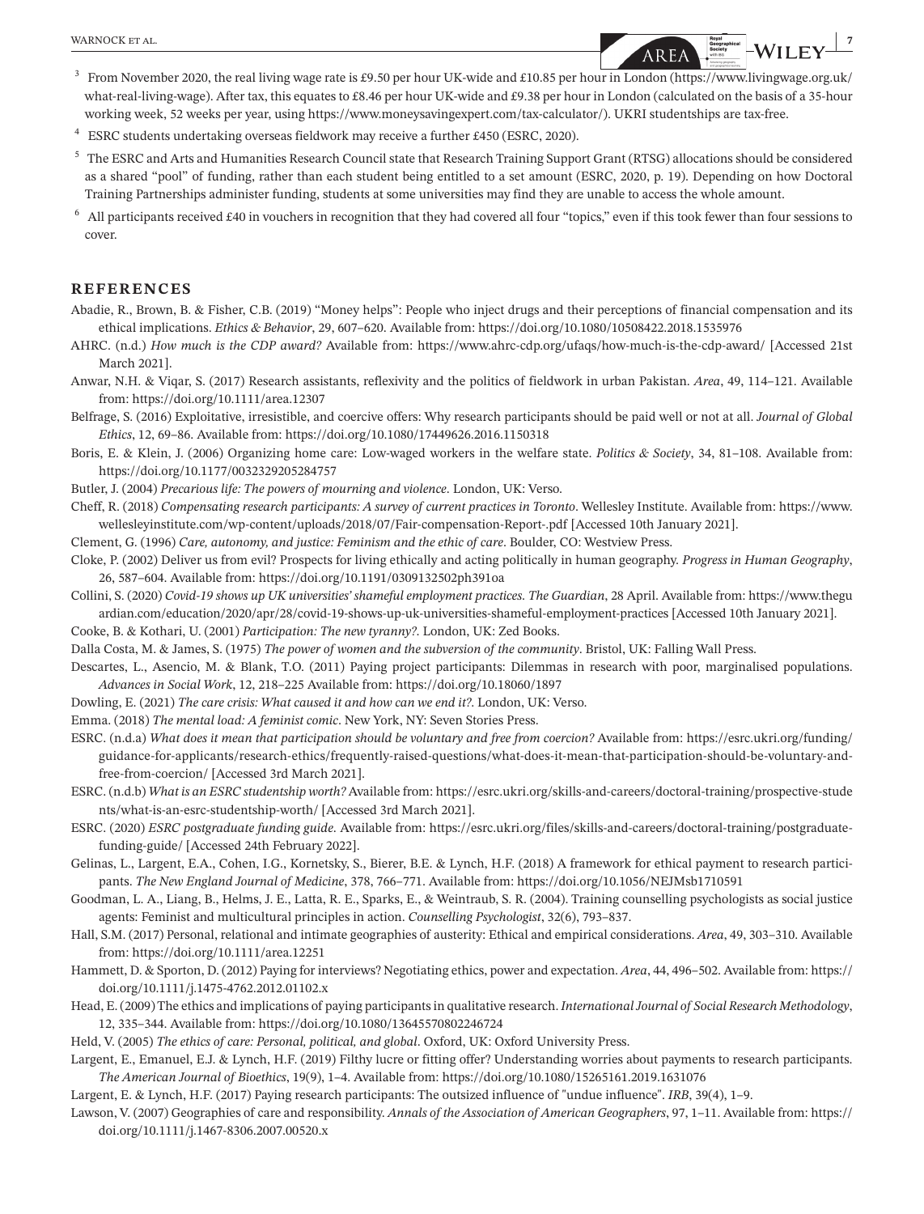[3] From November 2020, the real living wage rate is £9.50 per hour UK-wide and £10.85 per hour in London (https://www.livingwage.org.uk/what-real-living-wage). After tax, this equates to £8.46 per hour UK-wide and £9.38 per hour in London (calculated on the basis of a 35-hour working week, 52 weeks per year, using https://www.moneysavingexpert.com/tax-calculator/). UKRI studentships are tax-free.

[4] ESRC students undertaking overseas fieldwork may receive a further £450 (ESRC, 2020).

[5] The ESRC and Arts and Humanities Research Council state that Research Training Support Grant (RTSG) allocations should be considered as a shared "pool" of funding, rather than each student being entitled to a set amount (ESRC, 2020, p. 19). Depending on how Doctoral Training Partnerships administer funding, students at some universities may find they are unable to access the whole amount.

[6] All participants received £40 in vouchers in recognition that they had covered all four "topics," even if this took fewer than four sessions to cover.

## REFERENCES

Abadie, R., Brown, B. & Fisher, C.B. (2019) "Money helps": People who inject drugs and their perceptions of financial compensation and its ethical implications. *Ethics & Behavior*, 29, 607–620. Available from: https://doi.org/10.1080/10508422.2018.1535976

AHRC. (n.d.) *How much is the CDP award?* Available from: https://www.ahrc-cdp.org/ufaqs/how-much-is-the-cdp-award/ [Accessed 21st March 2021].

Anwar, N.H. & Viqar, S. (2017) Research assistants, reflexivity and the politics of fieldwork in urban Pakistan. *Area*, 49, 114–121. Available from: https://doi.org/10.1111/area.12307

Belfrage, S. (2016) Exploitative, irresistible, and coercive offers: Why research participants should be paid well or not at all. *Journal of Global Ethics*, 12, 69–86. Available from: https://doi.org/10.1080/17449626.2016.1150318

Boris, E. & Klein, J. (2006) Organizing home care: Low-waged workers in the welfare state. *Politics & Society*, 34, 81–108. Available from: https://doi.org/10.1177/0032329205284757

Butler, J. (2004) *Precarious life: The powers of mourning and violence*. London, UK: Verso.

Cheff, R. (2018) *Compensating research participants: A survey of current practices in Toronto*. Wellesley Institute. Available from: https://www.wellesleyinstitute.com/wp-content/uploads/2018/07/Fair-compensation-Report-.pdf [Accessed 10th January 2021].

Clement, G. (1996) *Care, autonomy, and justice: Feminism and the ethic of care*. Boulder, CO: Westview Press.

Cloke, P. (2002) Deliver us from evil? Prospects for living ethically and acting politically in human geography. *Progress in Human Geography*, 26, 587–604. Available from: https://doi.org/10.1191/0309132502ph391oa

Collini, S. (2020) *Covid-19 shows up UK universities' shameful employment practices*. *The Guardian*, 28 April. Available from: https://www.theguardian.com/education/2020/apr/28/covid-19-shows-up-uk-universities-shameful-employment-practices [Accessed 10th January 2021].

Cooke, B. & Kothari, U. (2001) *Participation: The new tyranny?*. London, UK: Zed Books.

Dalla Costa, M. & James, S. (1975) *The power of women and the subversion of the community*. Bristol, UK: Falling Wall Press.

Descartes, L., Asencio, M. & Blank, T.O. (2011) Paying project participants: Dilemmas in research with poor, marginalised populations. *Advances in Social Work*, 12, 218–225 Available from: https://doi.org/10.18060/1897

Dowling, E. (2021) *The care crisis: What caused it and how can we end it?*. London, UK: Verso.

Emma. (2018) *The mental load: A feminist comic*. New York, NY: Seven Stories Press.

ESRC. (n.d.a) *What does it mean that participation should be voluntary and free from coercion?* Available from: https://esrc.ukri.org/funding/guidance-for-applicants/research-ethics/frequently-raised-questions/what-does-it-mean-that-participation-should-be-voluntary-and-free-from-coercion/ [Accessed 3rd March 2021].

ESRC. (n.d.b) *What is an ESRC studentship worth?* Available from: https://esrc.ukri.org/skills-and-careers/doctoral-training/prospective-students/what-is-an-esrc-studentship-worth/ [Accessed 3rd March 2021].

ESRC. (2020) *ESRC postgraduate funding guide*. Available from: https://esrc.ukri.org/files/skills-and-careers/doctoral-training/postgraduate-funding-guide/ [Accessed 24th February 2022].

Gelinas, L., Largent, E.A., Cohen, I.G., Kornetsky, S., Bierer, B.E. & Lynch, H.F. (2018) A framework for ethical payment to research participants. *The New England Journal of Medicine*, 378, 766–771. Available from: https://doi.org/10.1056/NEJMsb1710591

Goodman, L. A., Liang, B., Helms, J. E., Latta, R. E., Sparks, E., & Weintraub, S. R. (2004). Training counselling psychologists as social justice agents: Feminist and multicultural principles in action. *Counselling Psychologist*, 32(6), 793–837.

Hall, S.M. (2017) Personal, relational and intimate geographies of austerity: Ethical and empirical considerations. *Area*, 49, 303–310. Available from: https://doi.org/10.1111/area.12251

Hammett, D. & Sporton, D. (2012) Paying for interviews? Negotiating ethics, power and expectation. *Area*, 44, 496–502. Available from: https://doi.org/10.1111/j.1475-4762.2012.01102.x

Head, E. (2009) The ethics and implications of paying participants in qualitative research. *International Journal of Social Research Methodology*, 12, 335–344. Available from: https://doi.org/10.1080/13645570802246724

Held, V. (2005) *The ethics of care: Personal, political, and global*. Oxford, UK: Oxford University Press.

Largent, E., Emanuel, E.J. & Lynch, H.F. (2019) Filthy lucre or fitting offer? Understanding worries about payments to research participants. *The American Journal of Bioethics*, 19(9), 1–4. Available from: https://doi.org/10.1080/15265161.2019.1631076

Largent, E. & Lynch, H.F. (2017) Paying research participants: The outsized influence of "undue influence". *IRB*, 39(4), 1–9.

Lawson, V. (2007) Geographies of care and responsibility. *Annals of the Association of American Geographers*, 97, 1–11. Available from: https://doi.org/10.1111/j.1467-8306.2007.00520.x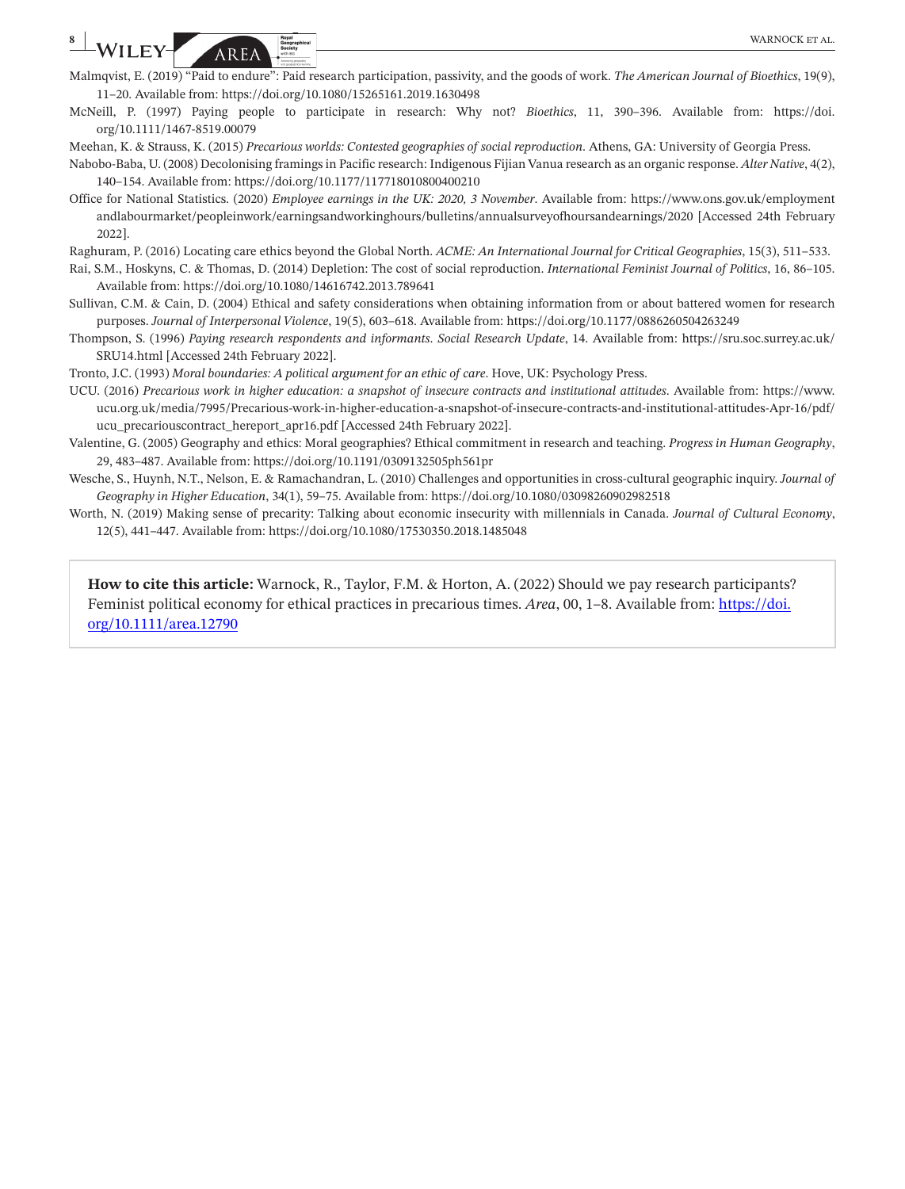Malmqvist, E. (2019) "Paid to endure": Paid research participation, passivity, and the goods of work. *The American Journal of Bioethics*, 19(9), 11–20. Available from: https://doi.org/10.1080/15265161.2019.1630498

McNeill, P. (1997) Paying people to participate in research: Why not? *Bioethics*, 11, 390–396. Available from: https://doi.org/10.1111/1467-8519.00079

Meehan, K. & Strauss, K. (2015) *Precarious worlds: Contested geographies of social reproduction*. Athens, GA: University of Georgia Press.

Nabobo-Baba, U. (2008) Decolonising framings in Pacific research: Indigenous Fijian Vanua research as an organic response. *Alter Native*, 4(2), 140–154. Available from: https://doi.org/10.1177/117718010800400210

Office for National Statistics. (2020) *Employee earnings in the UK: 2020, 3 November*. Available from: https://www.ons.gov.uk/employmentandlabourmarket/peopleinwork/earningsandworkinghours/bulletins/annualsurveyofhoursandearnings/2020 [Accessed 24th February 2022].

Raghuram, P. (2016) Locating care ethics beyond the Global North. *ACME: An International Journal for Critical Geographies*, 15(3), 511–533.

Rai, S.M., Hoskyns, C. & Thomas, D. (2014) Depletion: The cost of social reproduction. *International Feminist Journal of Politics*, 16, 86–105. Available from: https://doi.org/10.1080/14616742.2013.789641

Sullivan, C.M. & Cain, D. (2004) Ethical and safety considerations when obtaining information from or about battered women for research purposes. *Journal of Interpersonal Violence*, 19(5), 603–618. Available from: https://doi.org/10.1177/0886260504263249

Thompson, S. (1996) *Paying research respondents and informants*. *Social Research Update*, 14. Available from: https://sru.soc.surrey.ac.uk/SRU14.html [Accessed 24th February 2022].

Tronto, J.C. (1993) *Moral boundaries: A political argument for an ethic of care*. Hove, UK: Psychology Press.

UCU. (2016) *Precarious work in higher education: a snapshot of insecure contracts and institutional attitudes*. Available from: https://www.ucu.org.uk/media/7995/Precarious-work-in-higher-education-a-snapshot-of-insecure-contracts-and-institutional-attitudes-Apr-16/pdf/ucu_precariouscontract_hereport_apr16.pdf [Accessed 24th February 2022].

Valentine, G. (2005) Geography and ethics: Moral geographies? Ethical commitment in research and teaching. *Progress in Human Geography*, 29, 483–487. Available from: https://doi.org/10.1191/0309132505ph561pr

Wesche, S., Huynh, N.T., Nelson, E. & Ramachandran, L. (2010) Challenges and opportunities in cross-cultural geographic inquiry. *Journal of Geography in Higher Education*, 34(1), 59–75. Available from: https://doi.org/10.1080/03098260902982518

Worth, N. (2019) Making sense of precarity: Talking about economic insecurity with millennials in Canada. *Journal of Cultural Economy*, 12(5), 441–447. Available from: https://doi.org/10.1080/17530350.2018.1485048

**How to cite this article:** Warnock, R., Taylor, F.M. & Horton, A. (2022) Should we pay research participants? Feminist political economy for ethical practices in precarious times. *Area*, 00, 1–8. Available from: https://doi.org/10.1111/area.12790